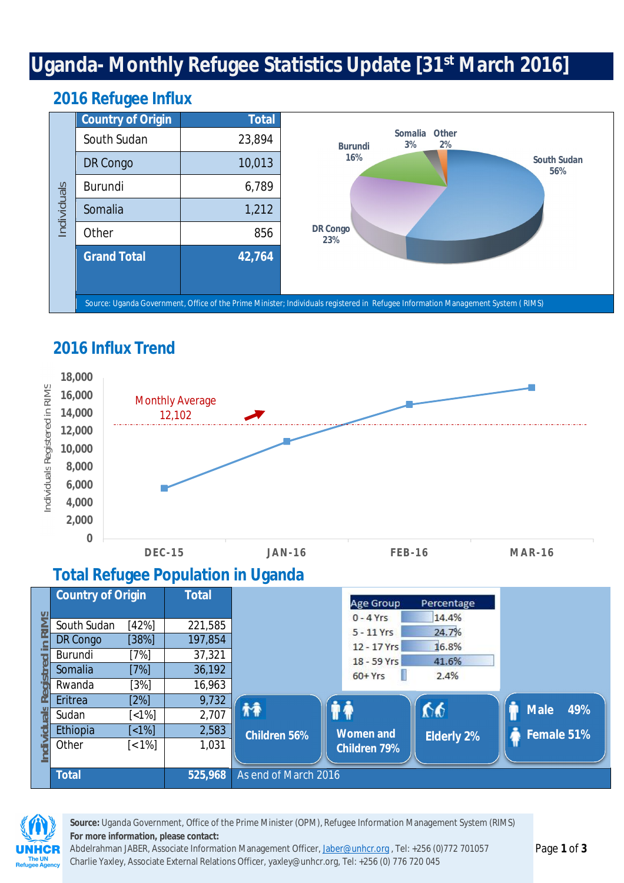# Uganda- Monthly Refugee Statistics Update [31st March 2016]

## 2016 Refugee Influx

| Country of Origin | Total |
|---|---|
| South Sudan | 23,894 |
| DR Congo | 10,013 |
| Burundi | 6,789 |
| Somalia | 1,212 |
| Other | 856 |
| **Grand Total** | **42,764** |

South Sudan 56%, DR Congo 23%, Burundi 16%, Somalia 3%, Other 2%

Source: Uganda Government, Office of the Prime Minister; Individuals registered in Refugee Information Management System (RIMS)

## 2016 Influx Trend

Monthly Average 12,102

Individuals Registered in RIMS: DEC-15, JAN-16, FEB-16, MAR-16

## Total Refugee Population in Uganda

| Country of Origin | | Total |
|---|---|---|
| South Sudan | [42%] | 221,585 |
| DR Congo | [38%] | 197,854 |
| Burundi | [7%] | 37,321 |
| Somalia | [7%] | 36,192 |
| Rwanda | [3%] | 16,963 |
| Eritrea | [2%] | 9,732 |
| Sudan | [<1%] | 2,707 |
| Ethiopia | [<1%] | 2,583 |
| Other | [<1%] | 1,031 |
| **Total** | | **525,968** |

As end of March 2016

| Age Group | Percentage |
|---|---|
| 0 - 4 Yrs | 14.4% |
| 5 - 11 Yrs | 24.7% |
| 12 - 17 Yrs | 16.8% |
| 18 - 59 Yrs | 41.6% |
| 60+ Yrs | 2.4% |

Children 56% | Women and Children 79% | Elderly 2% | Male 49% | Female 51%

**Source:** Uganda Government, Office of the Prime Minister (OPM), Refugee Information Management System (RIMS)

**For more information, please contact:**

Abdelrahman JABER, Associate Information Management Officer, Jaber@unhcr.org, Tel: +256 (0)772 701057

Charlie Yaxley, Associate External Relations Officer, yaxley@unhcr.org, Tel: +256 (0) 776 720 045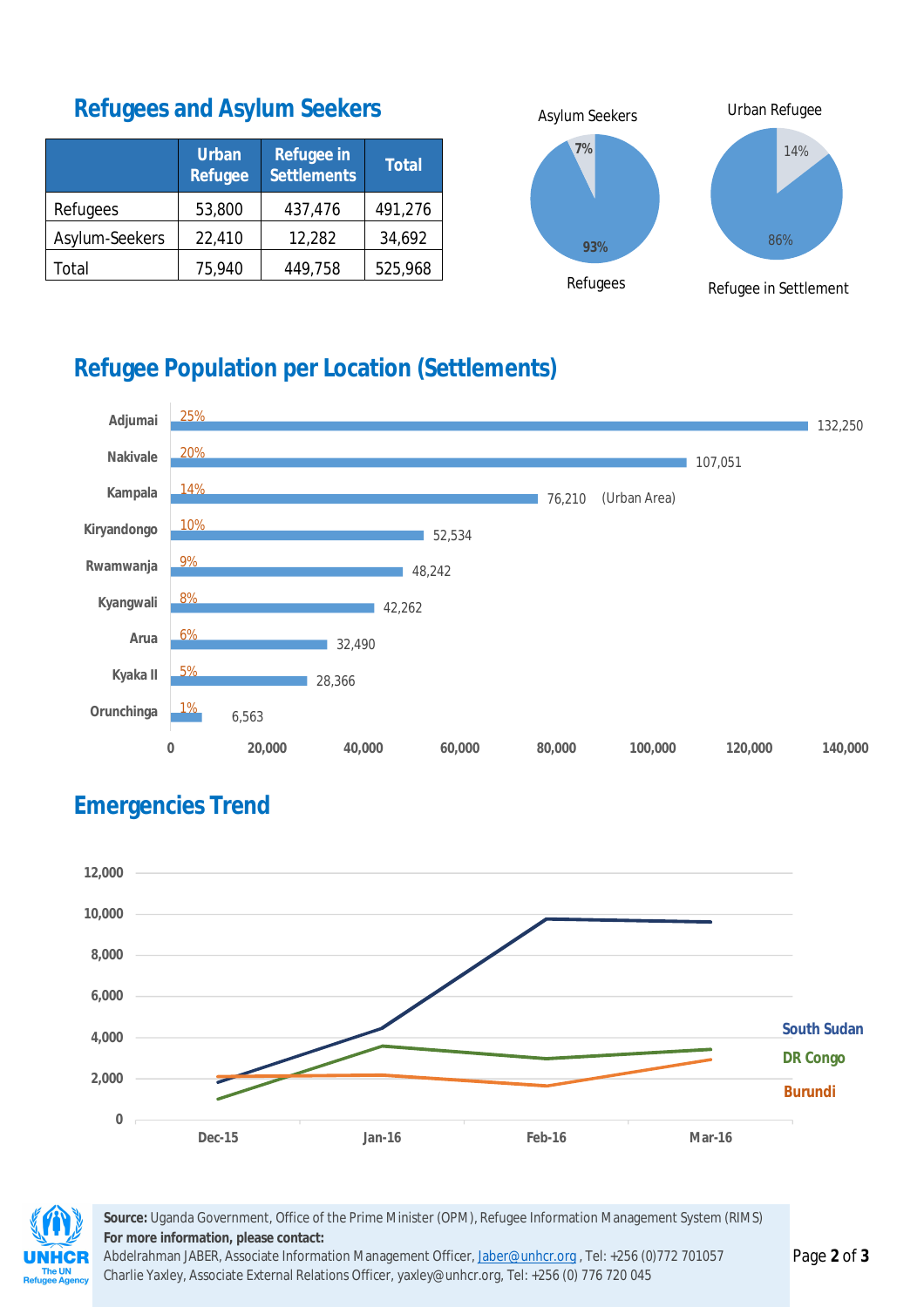## Refugees and Asylum Seekers

| | Urban Refugee | Refugee in Settlements | Total |
|---|---|---|---|
| Refugees | 53,800 | 437,476 | 491,276 |
| Asylum-Seekers | 22,410 | 12,282 | 34,692 |
| Total | 75,940 | 449,758 | 525,968 |

Asylum Seekers 7%
Refugees 93%

Urban Refugee 14%
Refugee in Settlement 86%

## Refugee Population per Location (Settlements)

| Location | Percentage | Population |
|---|---|---|
| Adjumai | 25% | 132,250 |
| Nakivale | 20% | 107,051 |
| Kampala | 14% | 76,210 (Urban Area) |
| Kiryandongo | 10% | 52,534 |
| Rwamwanja | 9% | 48,242 |
| Kyangwali | 8% | 42,262 |
| Arua | 6% | 32,490 |
| Kyaka II | 5% | 28,366 |
| Orunchinga | 1% | 6,563 |

## Emergencies Trend

Series: South Sudan, DR Congo, Burundi (Dec-15, Jan-16, Feb-16, Mar-16)

**Source:** Uganda Government, Office of the Prime Minister (OPM), Refugee Information Management System (RIMS)
**For more information, please contact:**
Abdelrahman JABER, Associate Information Management Officer, Jaber@unhcr.org, Tel: +256 (0)772 701057
Charlie Yaxley, Associate External Relations Officer, yaxley@unhcr.org, Tel: +256 (0) 776 720 045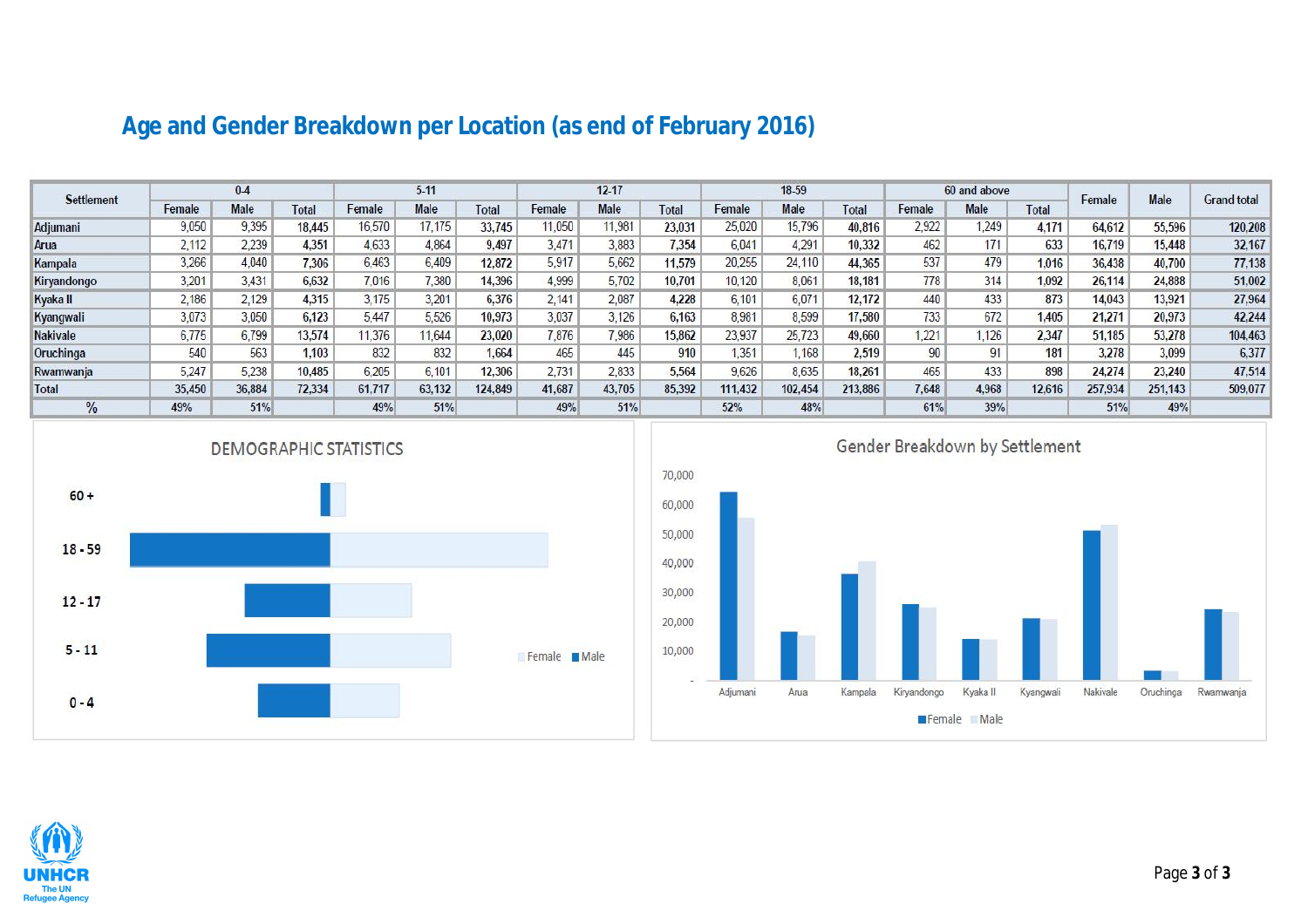## Age and Gender Breakdown per Location (as end of February 2016)

| Settlement | 0-4 | | | 5-11 | | | 12-17 | | | 18-59 | | | 60 and above | | | Female | Male | Grand total |
|---|---|---|---|---|---|---|---|---|---|---|---|---|---|---|---|---|---|---|
| | Female | Male | Total | Female | Male | Total | Female | Male | Total | Female | Male | Total | Female | Male | Total | | | |
| Adjumani | 9,050 | 9,395 | 18,445 | 16,570 | 17,175 | 33,745 | 11,050 | 11,981 | 23,031 | 25,020 | 15,796 | 40,816 | 2,922 | 1,249 | 4,171 | 64,612 | 55,596 | 120,208 |
| Arua | 2,112 | 2,239 | 4,351 | 4,633 | 4,864 | 9,497 | 3,471 | 3,883 | 7,354 | 6,041 | 4,291 | 10,332 | 462 | 171 | 633 | 16,719 | 15,448 | 32,167 |
| Kampala | 3,266 | 4,040 | 7,306 | 6,463 | 6,409 | 12,872 | 5,917 | 5,662 | 11,579 | 20,255 | 24,110 | 44,365 | 537 | 479 | 1,016 | 36,438 | 40,700 | 77,138 |
| Kiryandongo | 3,201 | 3,431 | 6,632 | 7,016 | 7,380 | 14,396 | 4,999 | 5,702 | 10,701 | 10,120 | 8,061 | 18,181 | 778 | 314 | 1,092 | 26,114 | 24,888 | 51,002 |
| Kyaka II | 2,186 | 2,129 | 4,315 | 3,175 | 3,201 | 6,376 | 2,141 | 2,087 | 4,228 | 6,101 | 6,071 | 12,172 | 440 | 433 | 873 | 14,043 | 13,921 | 27,964 |
| Kyangwali | 3,073 | 3,050 | 6,123 | 5,447 | 5,526 | 10,973 | 3,037 | 3,126 | 6,163 | 8,981 | 8,599 | 17,580 | 733 | 672 | 1,405 | 21,271 | 20,973 | 42,244 |
| Nakivale | 6,775 | 6,799 | 13,574 | 11,376 | 11,644 | 23,020 | 7,876 | 7,986 | 15,862 | 23,937 | 25,723 | 49,660 | 1,221 | 1,126 | 2,347 | 51,185 | 53,278 | 104,463 |
| Oruchinga | 540 | 563 | 1,103 | 832 | 832 | 1,664 | 465 | 445 | 910 | 1,351 | 1,168 | 2,519 | 90 | 91 | 181 | 3,278 | 3,099 | 6,377 |
| Rwamwanja | 5,247 | 5,238 | 10,485 | 6,205 | 6,101 | 12,306 | 2,731 | 2,833 | 5,564 | 9,626 | 8,635 | 18,261 | 465 | 433 | 898 | 24,274 | 23,240 | 47,514 |
| Total | 35,450 | 36,884 | 72,334 | 61,717 | 63,132 | 124,849 | 41,687 | 43,705 | 85,392 | 111,432 | 102,454 | 213,886 | 7,648 | 4,968 | 12,616 | 257,934 | 251,143 | 509,077 |
| % | 49% | 51% | | 49% | 51% | | 49% | 51% | | 52% | 48% | | 61% | 39% | | 51% | 49% | |

DEMOGRAPHIC STATISTICS

60 +
18 - 59
12 - 17
5 - 11
0 - 4

Female Male

Gender Breakdown by Settlement

70,000
60,000
50,000
40,000
30,000
20,000
10,000
-

Adjumani Arua Kampala Kiryandongo Kyaka II Kyangwali Nakivale Oruchinga Rwamwanja

Female Male